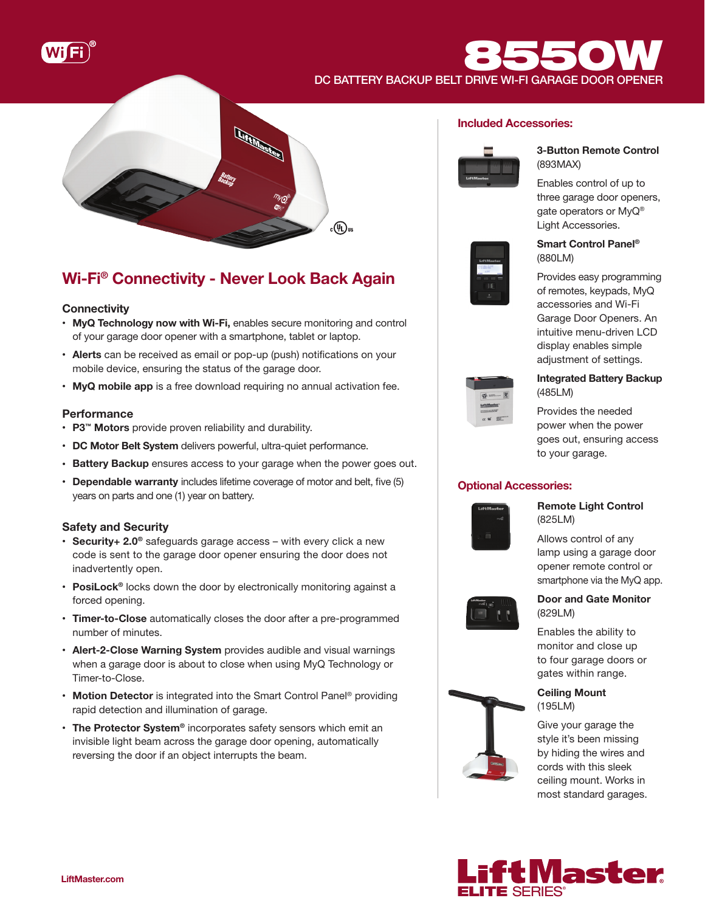# 8550W

DC BATTERY BACKUP BELT DRIVE WI-FI GARAGE DOOR OPENER

## Wi-Fi® Connectivity - Never Look Back Again

### Connectivity

- **MyQ Technology now with Wi-Fi,** enables secure monitoring and control of your garage door opener with a smartphone, tablet or laptop.
- **Alerts** can be received as email or pop-up (push) notifications on your mobile device, ensuring the status of the garage door.
- **MyQ mobile app** is a free download requiring no annual activation fee.

### Performance

- **P3™ Motors** provide proven reliability and durability.
- **DC Motor Belt System** delivers powerful, ultra-quiet performance.
- **Battery Backup** ensures access to your garage when the power goes out.
- **Dependable warranty** includes lifetime coverage of motor and belt, five (5) years on parts and one (1) year on battery.

### Safety and Security

- **Security+ 2.0®** safeguards garage access – with every click a new code is sent to the garage door opener ensuring the door does not inadvertently open.
- **PosiLock®** locks down the door by electronically monitoring against a forced opening.
- **Timer-to-Close** automatically closes the door after a pre-programmed number of minutes.
- **Alert-2-Close Warning System** provides audible and visual warnings when a garage door is about to close when using MyQ Technology or Timer-to-Close.
- **Motion Detector** is integrated into the Smart Control Panel® providing rapid detection and illumination of garage.
- **The Protector System®** incorporates safety sensors which emit an invisible light beam across the garage door opening, automatically reversing the door if an object interrupts the beam.

## Included Accessories:

**3-Button Remote Control**
(893MAX)

Enables control of up to three garage door openers, gate operators or MyQ® Light Accessories.

**Smart Control Panel®**
(880LM)

Provides easy programming of remotes, keypads, MyQ accessories and Wi-Fi Garage Door Openers. An intuitive menu-driven LCD display enables simple adjustment of settings.

**Integrated Battery Backup**
(485LM)

Provides the needed power when the power goes out, ensuring access to your garage.

## Optional Accessories:

**Remote Light Control**
(825LM)

Allows control of any lamp using a garage door opener remote control or smartphone via the MyQ app.

**Door and Gate Monitor**
(829LM)

Enables the ability to monitor and close up to four garage doors or gates within range.

**Ceiling Mount**
(195LM)

Give your garage the style it's been missing by hiding the wires and cords with this sleek ceiling mount. Works in most standard garages.

LiftMaster.com

LiftMaster® ELITE SERIES®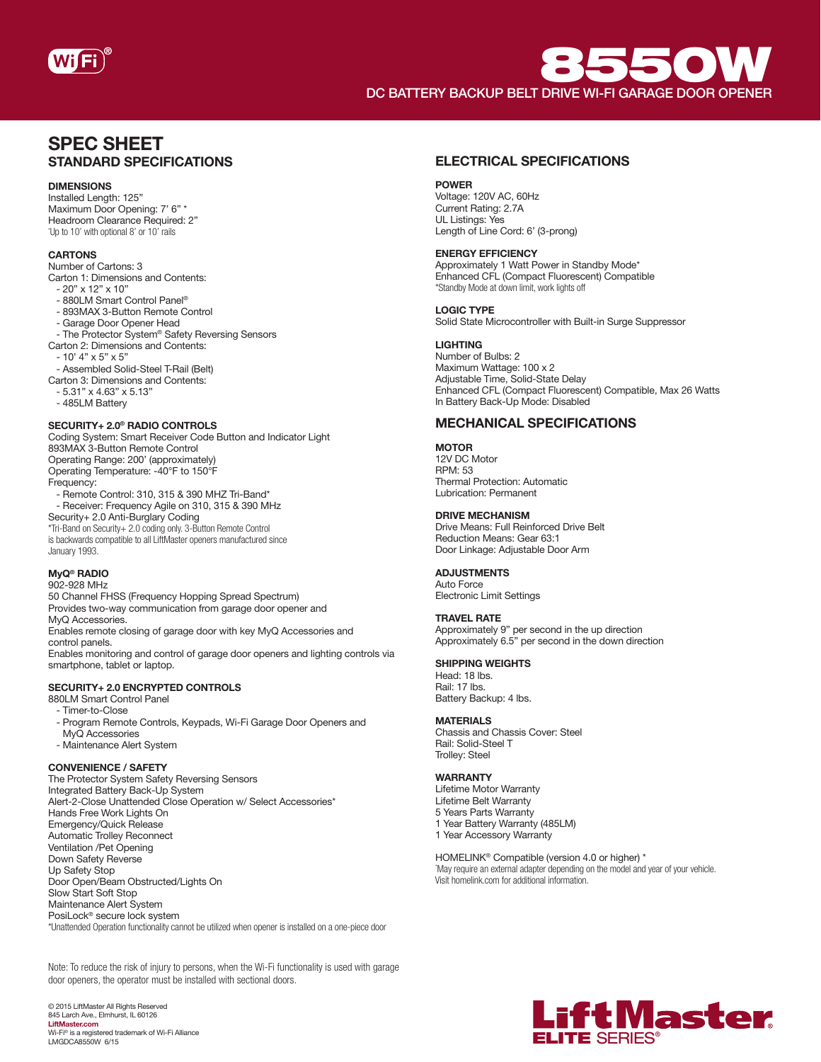# 8550W

## DC BATTERY BACKUP BELT DRIVE WI-FI GARAGE DOOR OPENER

# SPEC SHEET

## STANDARD SPECIFICATIONS

### DIMENSIONS

Installed Length: 125"
Maximum Door Opening: 7' 6" *
Headroom Clearance Required: 2"
*Up to 10' with optional 8' or 10' rails

### CARTONS

Number of Cartons: 3
Carton 1: Dimensions and Contents:
- 20" x 12" x 10"
- 880LM Smart Control Panel®
- 893MAX 3-Button Remote Control
- Garage Door Opener Head
- The Protector System® Safety Reversing Sensors

Carton 2: Dimensions and Contents:
- 10' 4" x 5" x 5"
- Assembled Solid-Steel T-Rail (Belt)

Carton 3: Dimensions and Contents:
- 5.31" x 4.63" x 5.13"
- 485LM Battery

### SECURITY+ 2.0® RADIO CONTROLS

Coding System: Smart Receiver Code Button and Indicator Light
893MAX 3-Button Remote Control
Operating Range: 200' (approximately)
Operating Temperature: -40°F to 150°F
Frequency:
- Remote Control: 310, 315 & 390 MHZ Tri-Band*
- Receiver: Frequency Agile on 310, 315 & 390 MHz

Security+ 2.0 Anti-Burglary Coding
*Tri-Band on Security+ 2.0 coding only. 3-Button Remote Control is backwards compatible to all LiftMaster openers manufactured since January 1993.

### MyQ® RADIO

902-928 MHz
50 Channel FHSS (Frequency Hopping Spread Spectrum)
Provides two-way communication from garage door opener and MyQ Accessories.
Enables remote closing of garage door with key MyQ Accessories and control panels.
Enables monitoring and control of garage door openers and lighting controls via smartphone, tablet or laptop.

### SECURITY+ 2.0 ENCRYPTED CONTROLS

880LM Smart Control Panel
- Timer-to-Close
- Program Remote Controls, Keypads, Wi-Fi Garage Door Openers and MyQ Accessories
- Maintenance Alert System

### CONVENIENCE / SAFETY

The Protector System Safety Reversing Sensors
Integrated Battery Back-Up System
Alert-2-Close Unattended Close Operation w/ Select Accessories*
Hands Free Work Lights On
Emergency/Quick Release
Automatic Trolley Reconnect
Ventilation /Pet Opening
Down Safety Reverse
Up Safety Stop
Door Open/Beam Obstructed/Lights On
Slow Start Soft Stop
Maintenance Alert System
PosiLock® secure lock system
*Unattended Operation functionality cannot be utilized when opener is installed on a one-piece door

Note: To reduce the risk of injury to persons, when the Wi-Fi functionality is used with garage door openers, the operator must be installed with sectional doors.

## ELECTRICAL SPECIFICATIONS

### POWER

Voltage: 120V AC, 60Hz
Current Rating: 2.7A
UL Listings: Yes
Length of Line Cord: 6' (3-prong)

### ENERGY EFFICIENCY

Approximately 1 Watt Power in Standby Mode*
Enhanced CFL (Compact Fluorescent) Compatible
*Standby Mode at down limit, work lights off

### LOGIC TYPE

Solid State Microcontroller with Built-in Surge Suppressor

### LIGHTING

Number of Bulbs: 2
Maximum Wattage: 100 x 2
Adjustable Time, Solid-State Delay
Enhanced CFL (Compact Fluorescent) Compatible, Max 26 Watts
In Battery Back-Up Mode: Disabled

## MECHANICAL SPECIFICATIONS

### MOTOR

12V DC Motor
RPM: 53
Thermal Protection: Automatic
Lubrication: Permanent

### DRIVE MECHANISM

Drive Means: Full Reinforced Drive Belt
Reduction Means: Gear 63:1
Door Linkage: Adjustable Door Arm

### ADJUSTMENTS

Auto Force
Electronic Limit Settings

### TRAVEL RATE

Approximately 9" per second in the up direction
Approximately 6.5" per second in the down direction

### SHIPPING WEIGHTS

Head: 18 lbs.
Rail: 17 lbs.
Battery Backup: 4 lbs.

### MATERIALS

Chassis and Chassis Cover: Steel
Rail: Solid-Steel T
Trolley: Steel

### WARRANTY

Lifetime Motor Warranty
Lifetime Belt Warranty
5 Years Parts Warranty
1 Year Battery Warranty (485LM)
1 Year Accessory Warranty

HOMELINK® Compatible (version 4.0 or higher) *
*May require an external adapter depending on the model and year of your vehicle. Visit homelink.com for additional information.

© 2015 LiftMaster All Rights Reserved
845 Larch Ave., Elmhurst, IL 60126
LiftMaster.com
Wi-Fi® is a registered trademark of Wi-Fi Alliance
LMGDCA8550W 6/15

LiftMaster® ELITE SERIES®